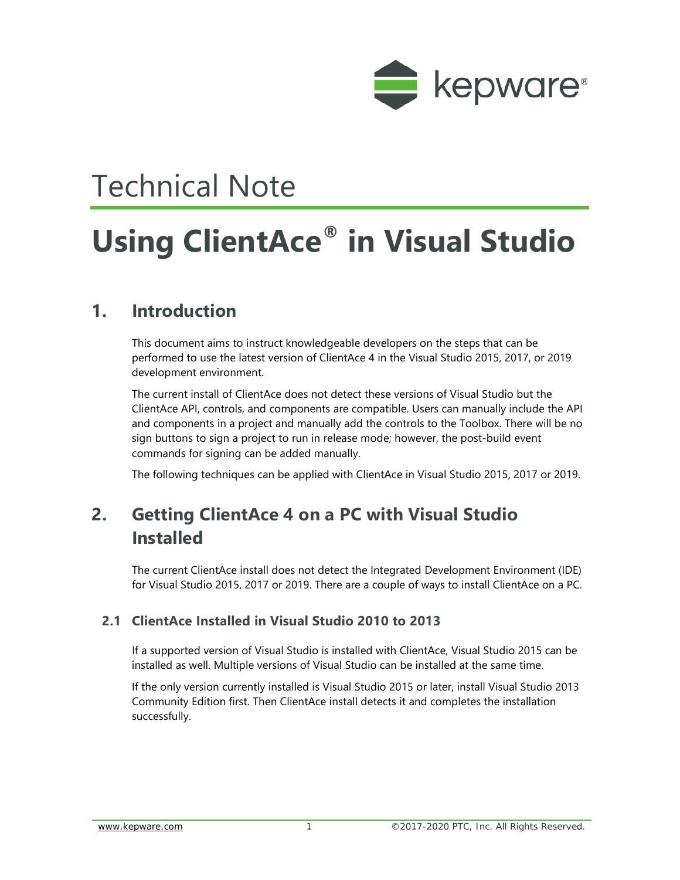Technical Note

# Using ClientAce® in Visual Studio

## 1. Introduction

This document aims to instruct knowledgeable developers on the steps that can be performed to use the latest version of ClientAce 4 in the Visual Studio 2015, 2017, or 2019 development environment.

The current install of ClientAce does not detect these versions of Visual Studio but the ClientAce API, controls, and components are compatible. Users can manually include the API and components in a project and manually add the controls to the Toolbox. There will be no sign buttons to sign a project to run in release mode; however, the post-build event commands for signing can be added manually.

The following techniques can be applied with ClientAce in Visual Studio 2015, 2017 or 2019.

## 2. Getting ClientAce 4 on a PC with Visual Studio Installed

The current ClientAce install does not detect the Integrated Development Environment (IDE) for Visual Studio 2015, 2017 or 2019. There are a couple of ways to install ClientAce on a PC.

### 2.1 ClientAce Installed in Visual Studio 2010 to 2013

If a supported version of Visual Studio is installed with ClientAce, Visual Studio 2015 can be installed as well. Multiple versions of Visual Studio can be installed at the same time.

If the only version currently installed is Visual Studio 2015 or later, install Visual Studio 2013 Community Edition first. Then ClientAce install detects it and completes the installation successfully.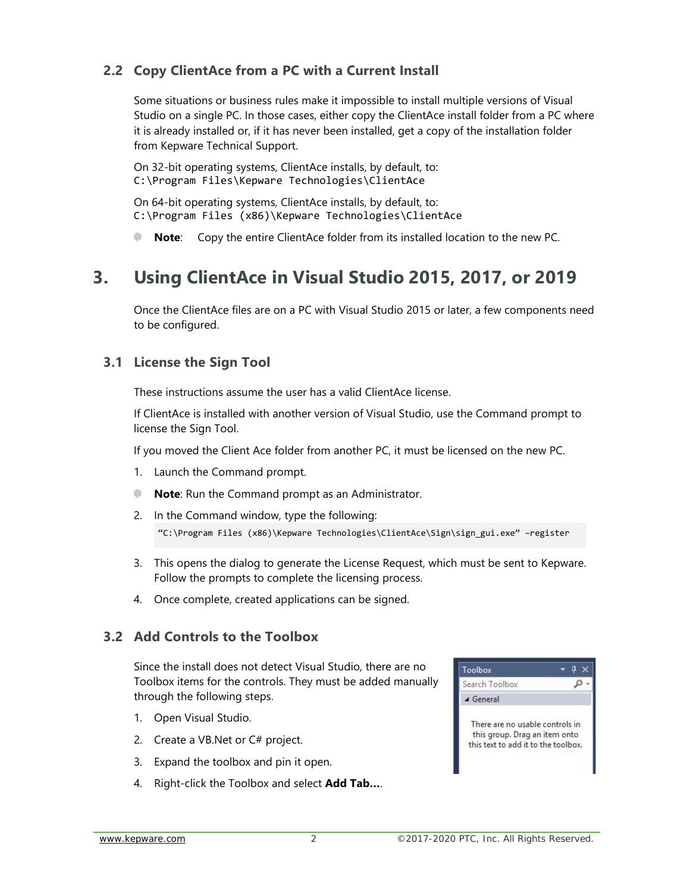## 2.2 Copy ClientAce from a PC with a Current Install

Some situations or business rules make it impossible to install multiple versions of Visual Studio on a single PC. In those cases, either copy the ClientAce install folder from a PC where it is already installed or, if it has never been installed, get a copy of the installation folder from Kepware Technical Support.

On 32-bit operating systems, ClientAce installs, by default, to:
`C:\Program Files\Kepware Technologies\ClientAce`

On 64-bit operating systems, ClientAce installs, by default, to:
`C:\Program Files (x86)\Kepware Technologies\ClientAce`

- **Note**: Copy the entire ClientAce folder from its installed location to the new PC.

# 3. Using ClientAce in Visual Studio 2015, 2017, or 2019

Once the ClientAce files are on a PC with Visual Studio 2015 or later, a few components need to be configured.

## 3.1 License the Sign Tool

These instructions assume the user has a valid ClientAce license.

If ClientAce is installed with another version of Visual Studio, use the Command prompt to license the Sign Tool.

If you moved the Client Ace folder from another PC, it must be licensed on the new PC.

1. Launch the Command prompt.

- **Note**: Run the Command prompt as an Administrator.

2. In the Command window, type the following:

```
"C:\Program Files (x86)\Kepware Technologies\ClientAce\Sign\sign_gui.exe" -register
```

3. This opens the dialog to generate the License Request, which must be sent to Kepware. Follow the prompts to complete the licensing process.
4. Once complete, created applications can be signed.

## 3.2 Add Controls to the Toolbox

Since the install does not detect Visual Studio, there are no Toolbox items for the controls. They must be added manually through the following steps.

1. Open Visual Studio.
2. Create a VB.Net or C# project.
3. Expand the toolbox and pin it open.
4. Right-click the Toolbox and select **Add Tab...**.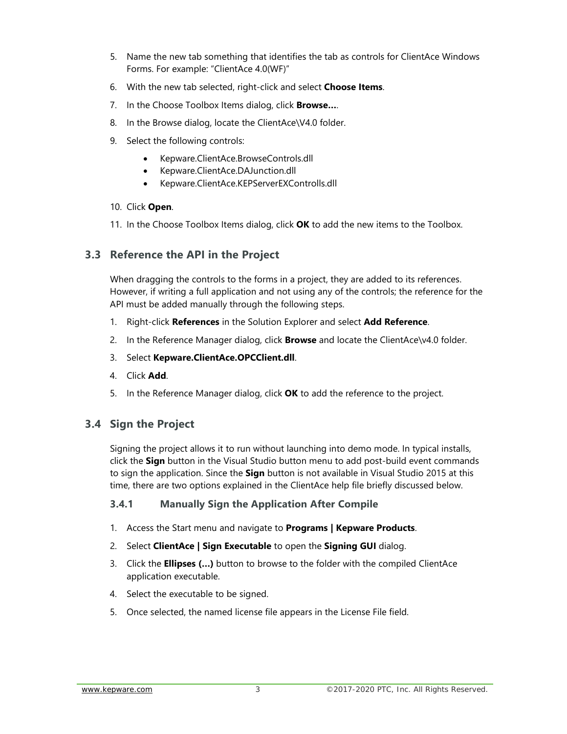5. Name the new tab something that identifies the tab as controls for ClientAce Windows Forms. For example: "ClientAce 4.0(WF)"
6. With the new tab selected, right-click and select **Choose Items**.
7. In the Choose Toolbox Items dialog, click **Browse…**.
8. In the Browse dialog, locate the ClientAce\V4.0 folder.
9. Select the following controls:
   - Kepware.ClientAce.BrowseControls.dll
   - Kepware.ClientAce.DAJunction.dll
   - Kepware.ClientAce.KEPServerEXControlls.dll
10. Click **Open**.
11. In the Choose Toolbox Items dialog, click **OK** to add the new items to the Toolbox.

## 3.3 Reference the API in the Project

When dragging the controls to the forms in a project, they are added to its references. However, if writing a full application and not using any of the controls; the reference for the API must be added manually through the following steps.

1. Right-click **References** in the Solution Explorer and select **Add Reference**.
2. In the Reference Manager dialog, click **Browse** and locate the ClientAce\v4.0 folder.
3. Select **Kepware.ClientAce.OPCClient.dll**.
4. Click **Add**.
5. In the Reference Manager dialog, click **OK** to add the reference to the project.

## 3.4 Sign the Project

Signing the project allows it to run without launching into demo mode. In typical installs, click the **Sign** button in the Visual Studio button menu to add post-build event commands to sign the application. Since the **Sign** button is not available in Visual Studio 2015 at this time, there are two options explained in the ClientAce help file briefly discussed below.

### 3.4.1 Manually Sign the Application After Compile

1. Access the Start menu and navigate to **Programs | Kepware Products**.
2. Select **ClientAce | Sign Executable** to open the **Signing GUI** dialog.
3. Click the **Ellipses (…)** button to browse to the folder with the compiled ClientAce application executable.
4. Select the executable to be signed.
5. Once selected, the named license file appears in the License File field.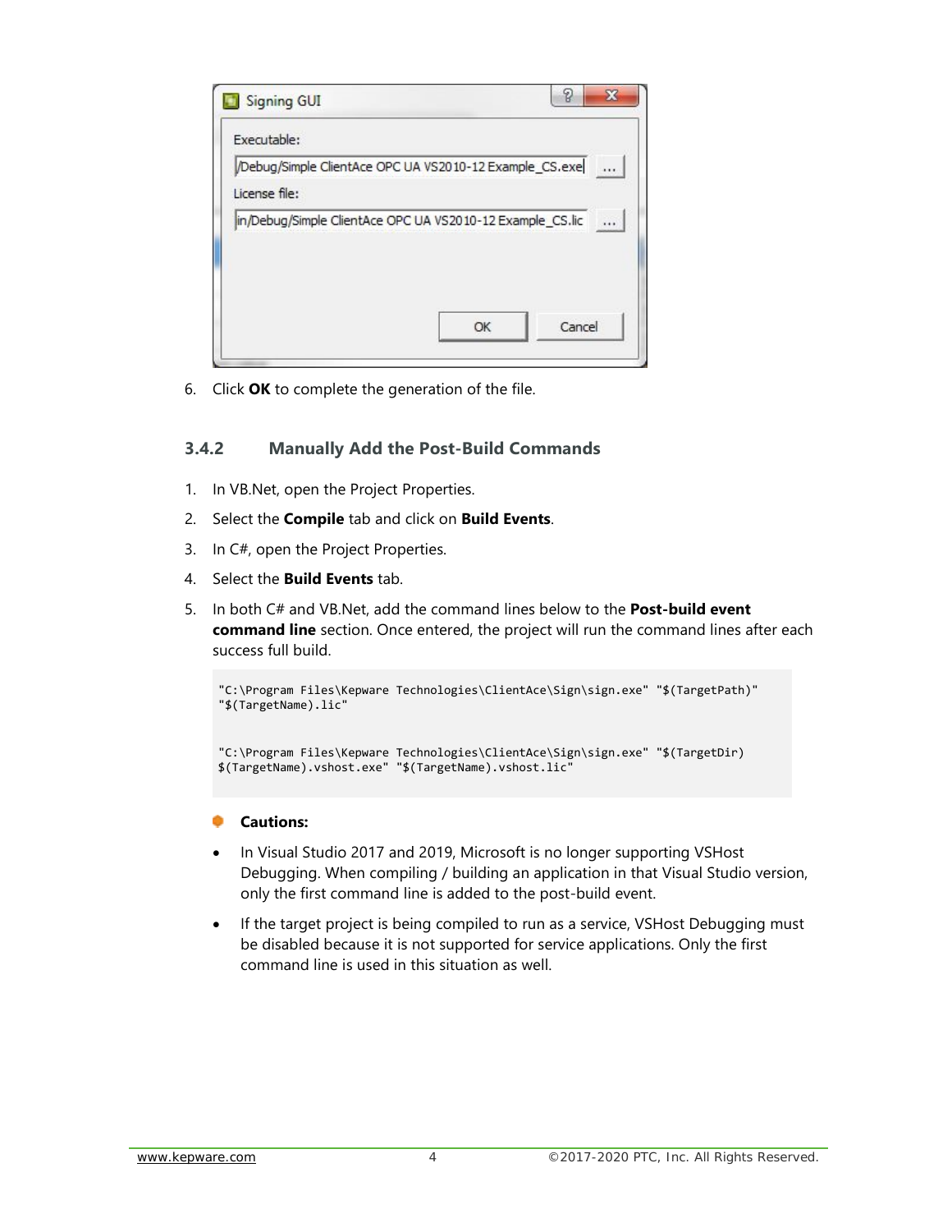6. Click **OK** to complete the generation of the file.

### 3.4.2 Manually Add the Post-Build Commands

1. In VB.Net, open the Project Properties.
2. Select the **Compile** tab and click on **Build Events**.
3. In C#, open the Project Properties.
4. Select the **Build Events** tab.
5. In both C# and VB.Net, add the command lines below to the **Post-build event command line** section. Once entered, the project will run the command lines after each success full build.

```
"C:\Program Files\Kepware Technologies\ClientAce\Sign\sign.exe" "$(TargetPath)"
"$(TargetName).lic"


"C:\Program Files\Kepware Technologies\ClientAce\Sign\sign.exe" "$(TargetDir)
$(TargetName).vshost.exe" "$(TargetName).vshost.lic"
```

**Cautions:**

- In Visual Studio 2017 and 2019, Microsoft is no longer supporting VSHost Debugging. When compiling / building an application in that Visual Studio version, only the first command line is added to the post-build event.
- If the target project is being compiled to run as a service, VSHost Debugging must be disabled because it is not supported for service applications. Only the first command line is used in this situation as well.